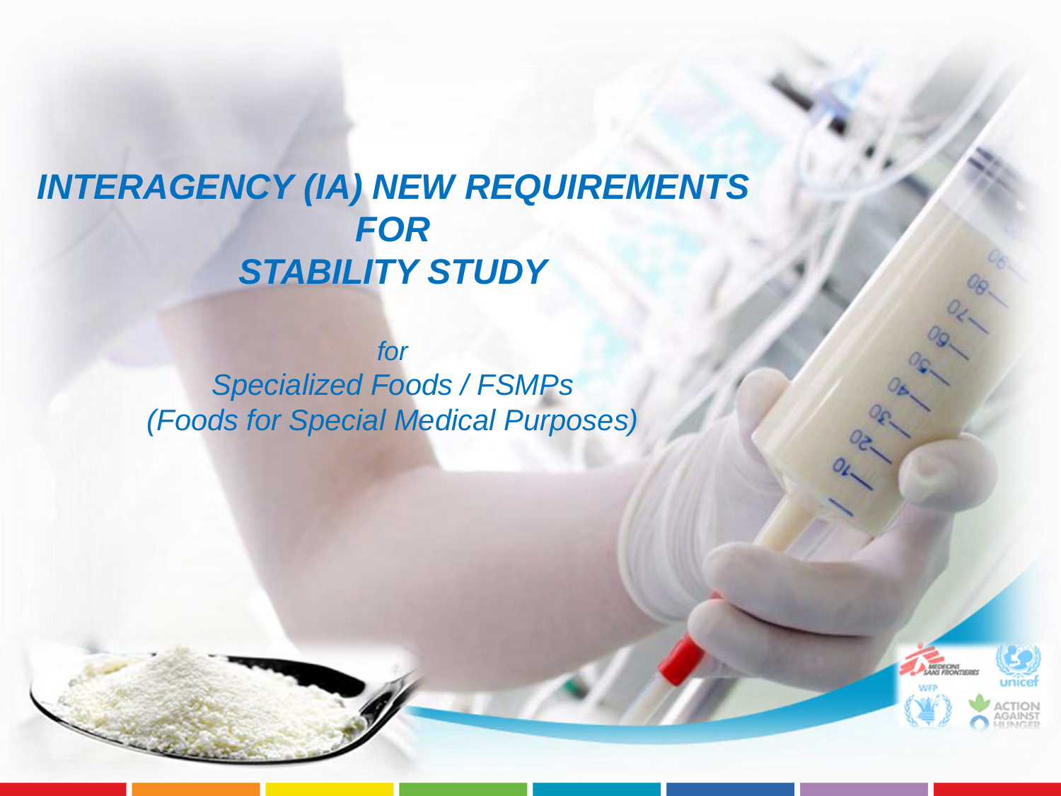# *INTERAGENCY (IA) NEW REQUIREMENTS FOR STABILITY STUDY*

*for*
*Specialized Foods / FSMPs*
*(Foods for Special Medical Purposes)*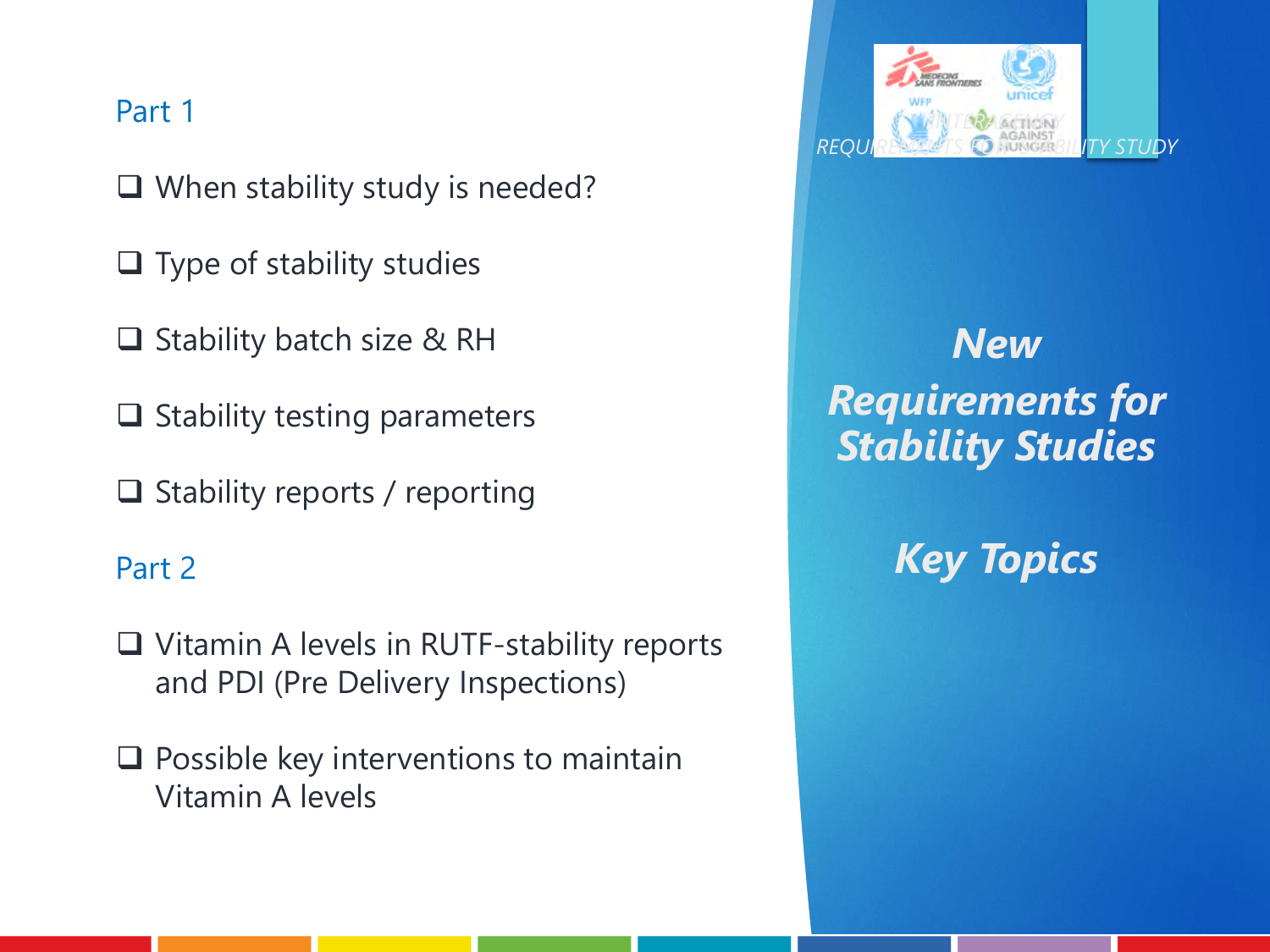# New Requirements for Stability Studies

## Key Topics

### Part 1

- When stability study is needed?
- Type of stability studies
- Stability batch size & RH
- Stability testing parameters
- Stability reports / reporting

### Part 2

- Vitamin A levels in RUTF-stability reports and PDI (Pre Delivery Inspections)
- Possible key interventions to maintain Vitamin A levels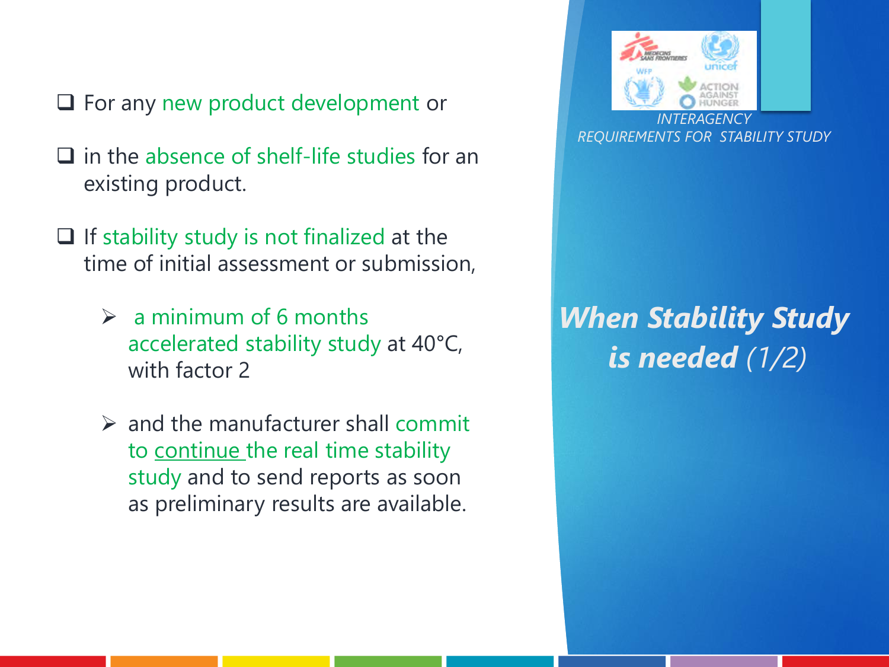INTERAGENCY REQUIREMENTS FOR STABILITY STUDY

## *When Stability Study is needed (1/2)*

- For any new product development or
- in the absence of shelf-life studies for an existing product.
- If stability study is not finalized at the time of initial assessment or submission,
  - a minimum of 6 months accelerated stability study at 40°C, with factor 2
  - and the manufacturer shall commit to continue the real time stability study and to send reports as soon as preliminary results are available.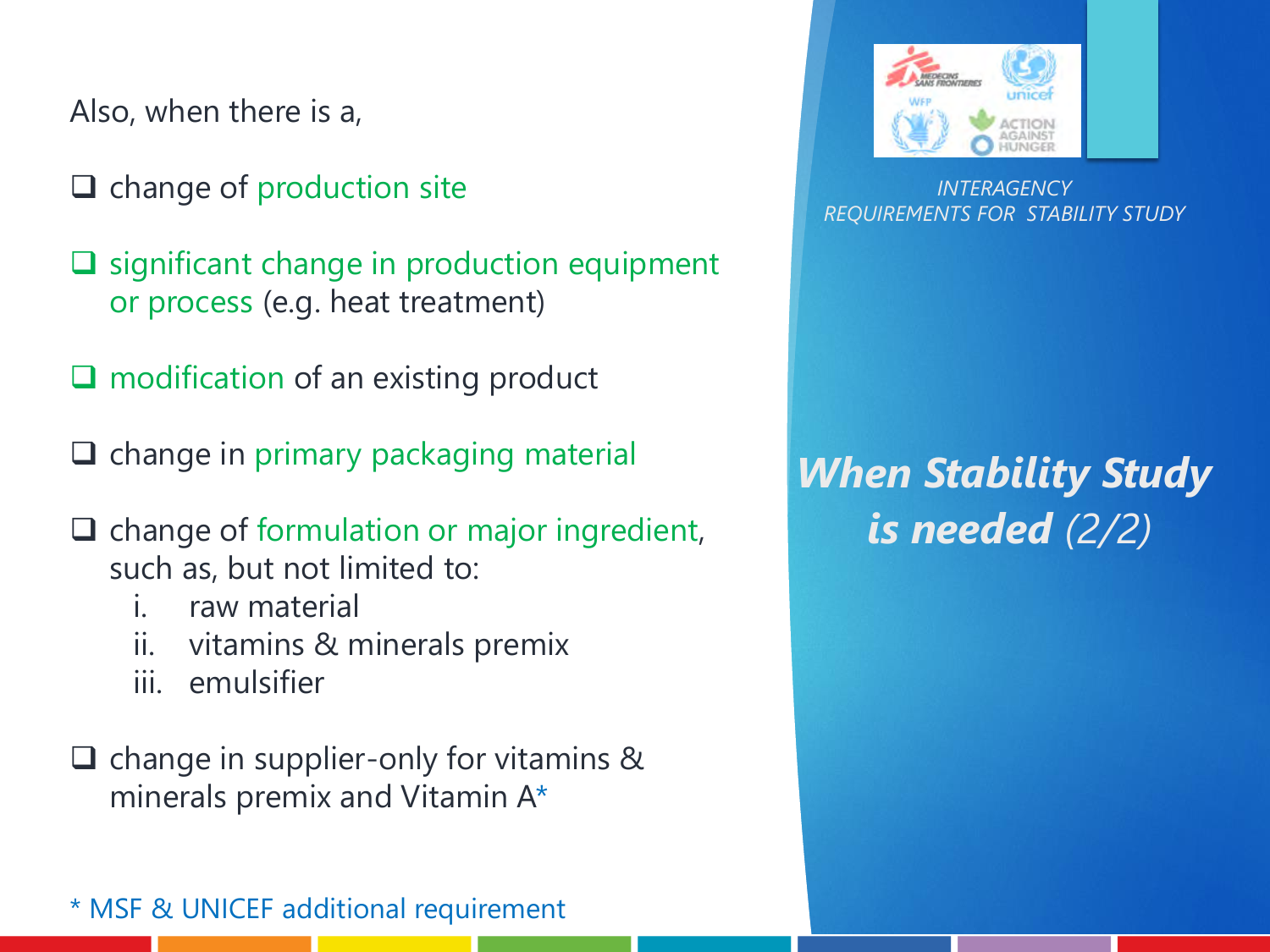INTERAGENCY REQUIREMENTS FOR STABILITY STUDY

## *When Stability Study is needed (2/2)*

Also, when there is a,

- change of production site
- significant change in production equipment or process (e.g. heat treatment)
- modification of an existing product
- change in primary packaging material
- change of formulation or major ingredient, such as, but not limited to:
  1. raw material
  2. vitamins & minerals premix
  3. emulsifier
- change in supplier-only for vitamins & minerals premix and Vitamin A*

\* MSF & UNICEF additional requirement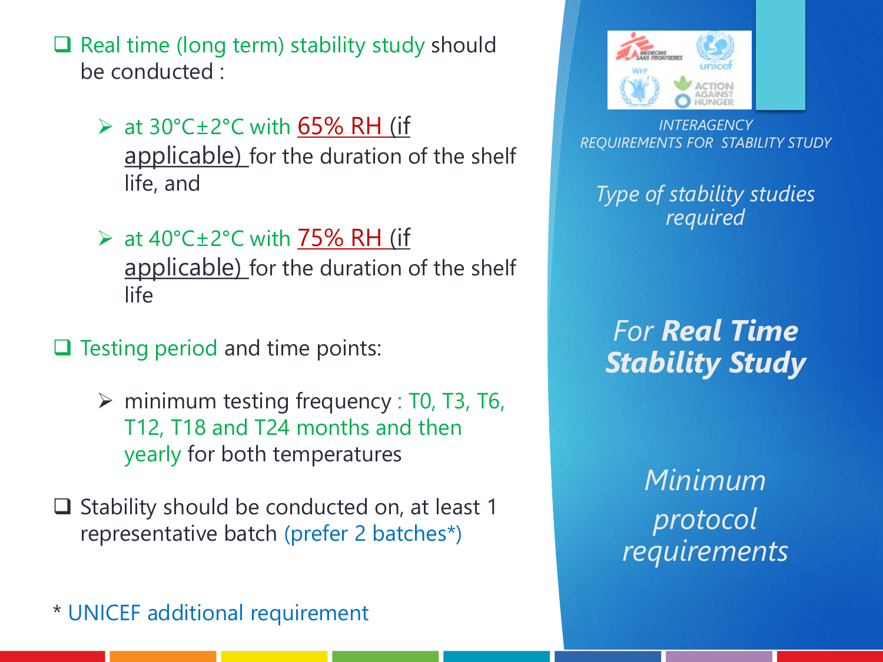*INTERAGENCY REQUIREMENTS FOR STABILITY STUDY*

*Type of stability studies required*

## *For **Real Time Stability Study***

### *Minimum protocol requirements*

- Real time (long term) stability study should be conducted :
  - at 30°C±2°C with 65% RH (if applicable) for the duration of the shelf life, and
  - at 40°C±2°C with 75% RH (if applicable) for the duration of the shelf life
- Testing period and time points:
  - minimum testing frequency : T0, T3, T6, T12, T18 and T24 months and then yearly for both temperatures
- Stability should be conducted on, at least 1 representative batch (prefer 2 batches*)

* UNICEF additional requirement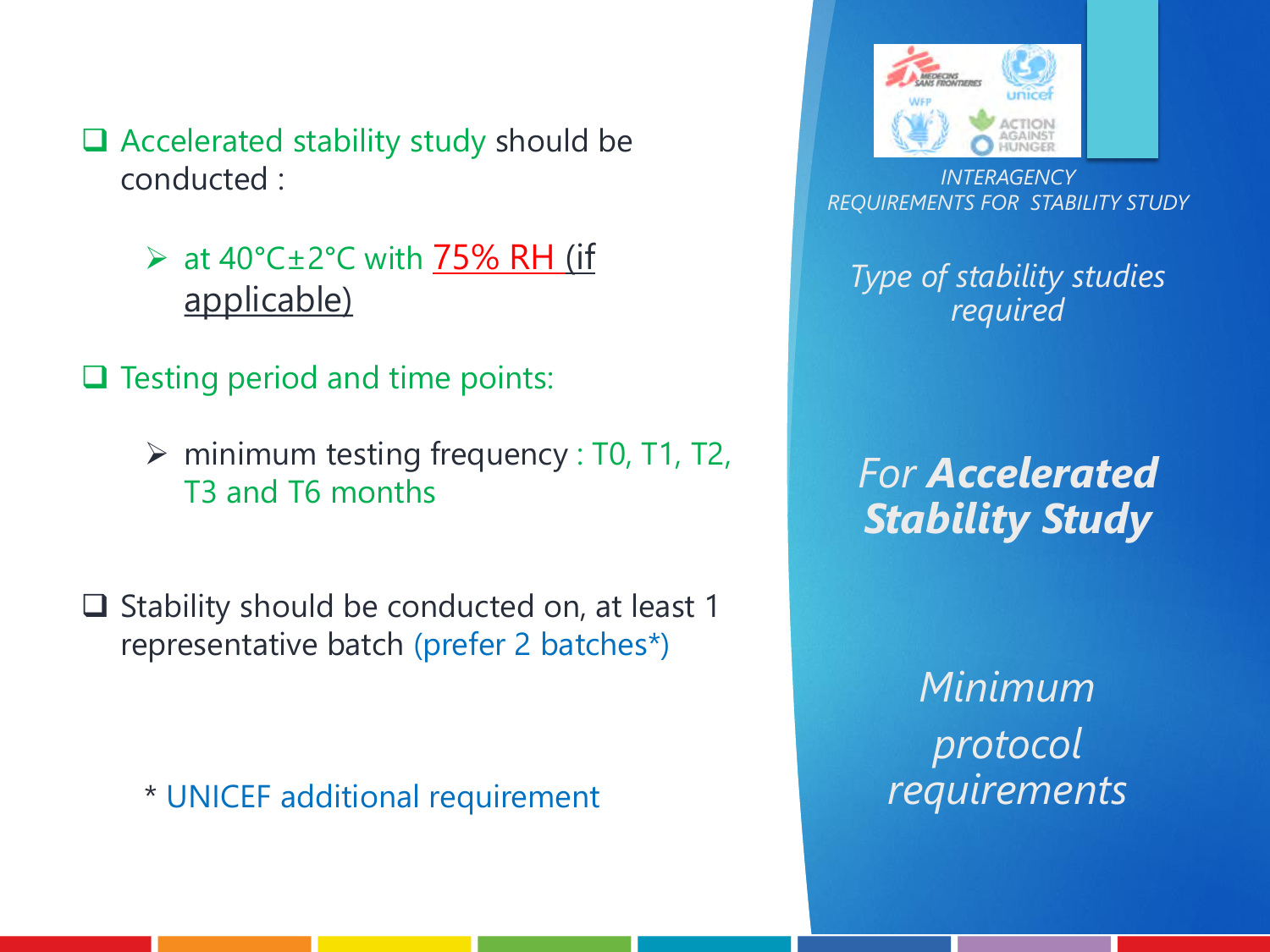INTERAGENCY REQUIREMENTS FOR STABILITY STUDY

*Type of stability studies required*

## *For **Accelerated Stability Study***

*Minimum protocol requirements*

- Accelerated stability study should be conducted :
  - at 40°C±2°C with 75% RH (if applicable)
- Testing period and time points:
  - minimum testing frequency : T0, T1, T2, T3 and T6 months
- Stability should be conducted on, at least 1 representative batch (prefer 2 batches*)

\* UNICEF additional requirement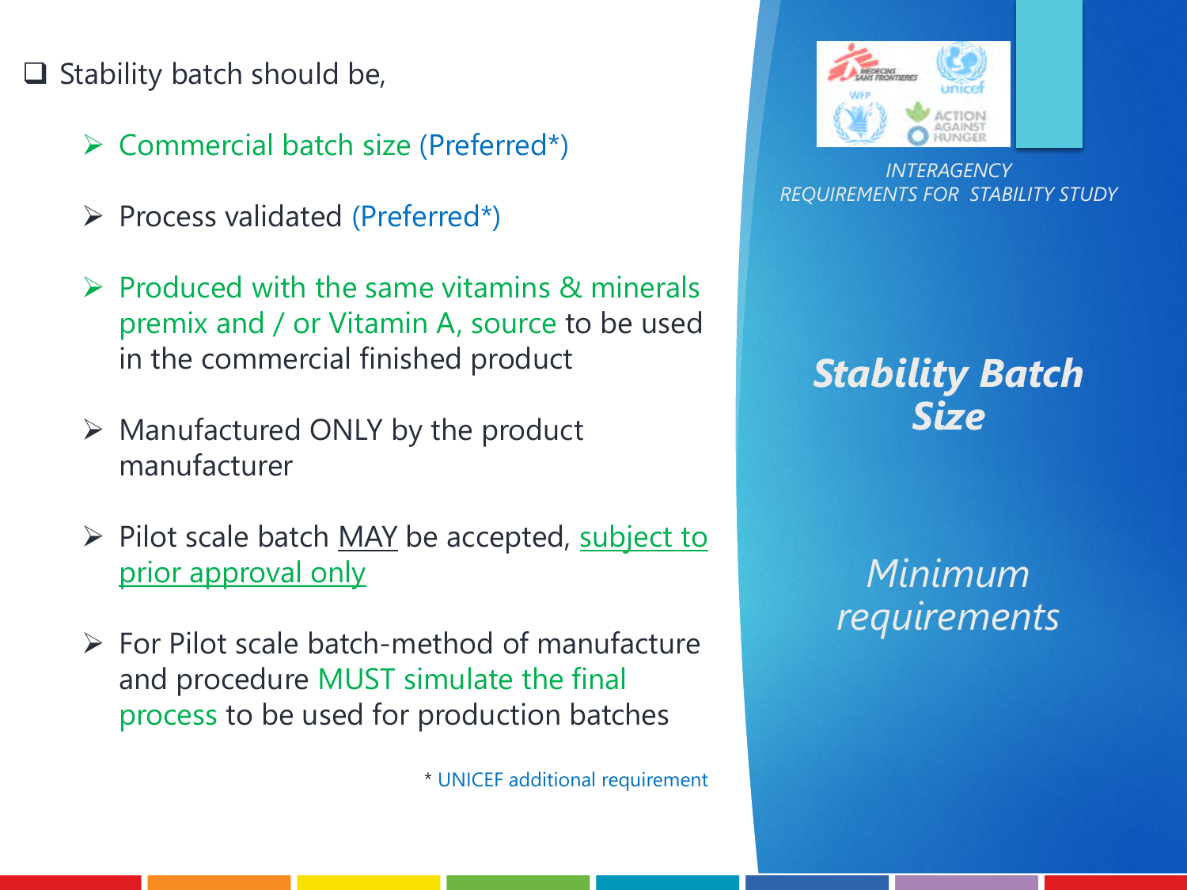## Stability Batch Size

*Minimum requirements*

*INTERAGENCY REQUIREMENTS FOR STABILITY STUDY*

- Stability batch should be,
  - Commercial batch size (Preferred*)
  - Process validated (Preferred*)
  - Produced with the same vitamins & minerals premix and / or Vitamin A, source to be used in the commercial finished product
  - Manufactured ONLY by the product manufacturer
  - Pilot scale batch MAY be accepted, subject to prior approval only
  - For Pilot scale batch-method of manufacture and procedure MUST simulate the final process to be used for production batches

\* UNICEF additional requirement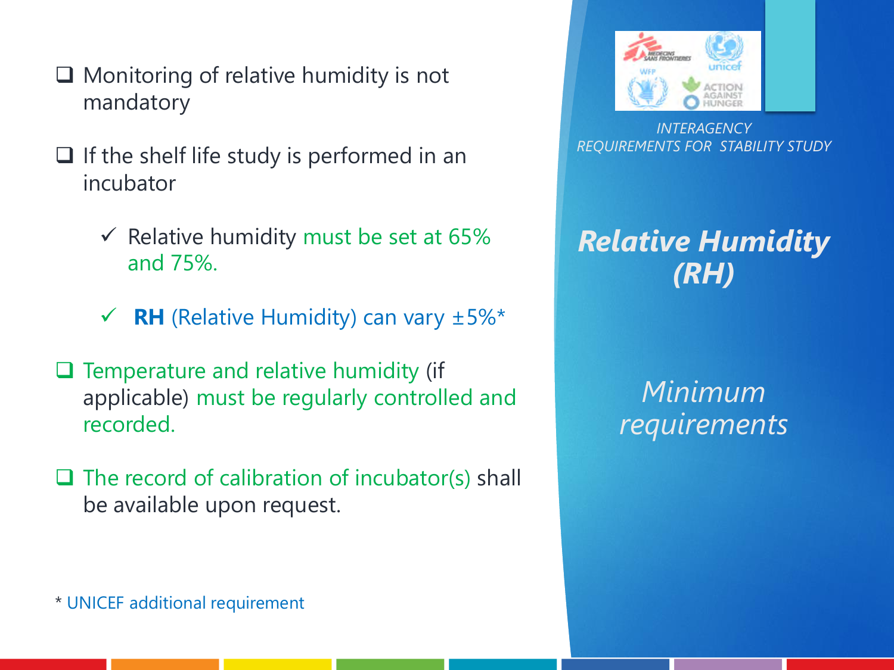# Relative Humidity (RH)

## Minimum requirements

*INTERAGENCY REQUIREMENTS FOR STABILITY STUDY*

- Monitoring of relative humidity is not mandatory
- If the shelf life study is performed in an incubator
  - ✓ Relative humidity must be set at 65% and 75%.
  - ✓ **RH** (Relative Humidity) can vary ±5%*
- Temperature and relative humidity (if applicable) must be regularly controlled and recorded.
- The record of calibration of incubator(s) shall be available upon request.

* UNICEF additional requirement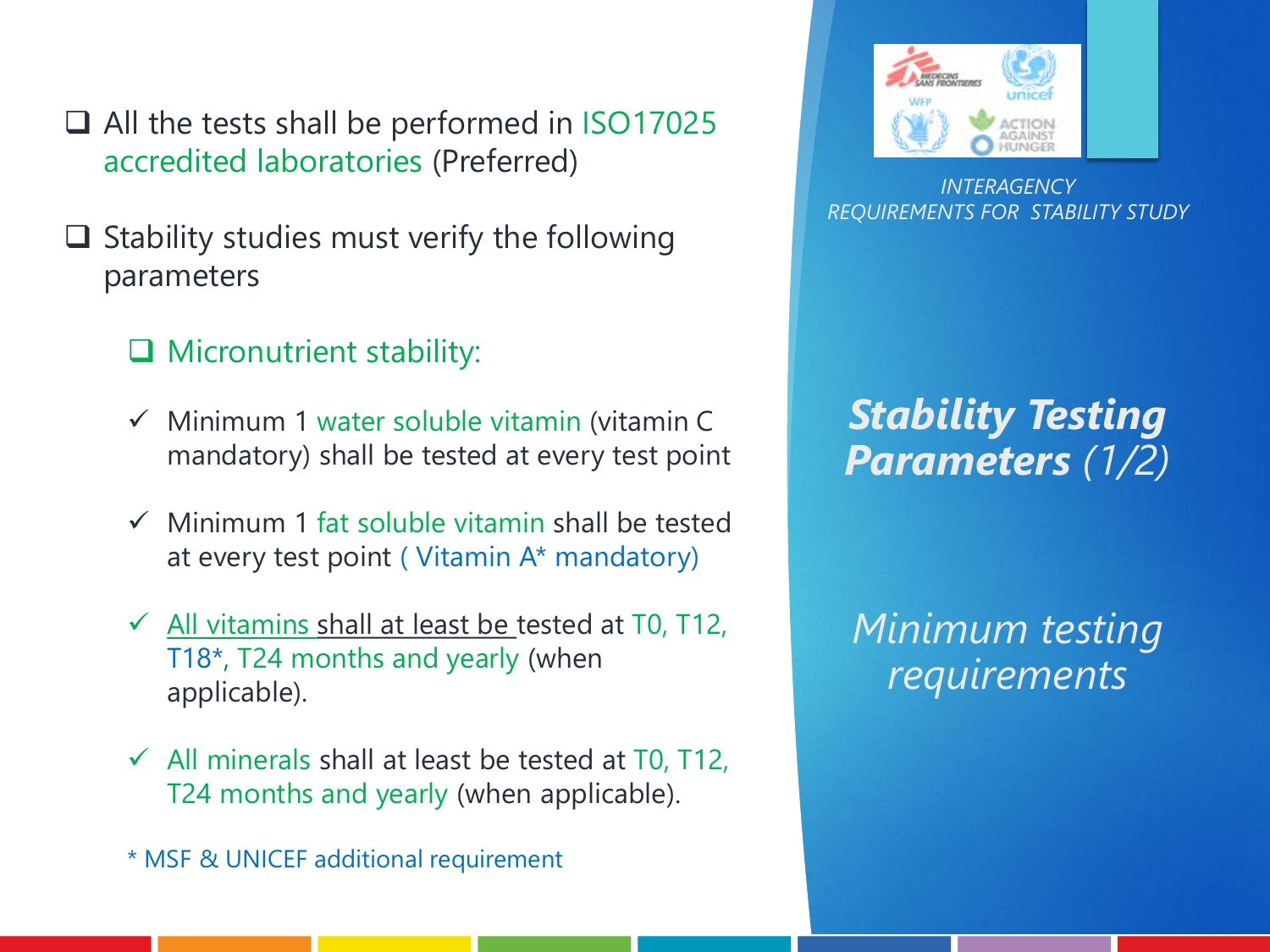*INTERAGENCY REQUIREMENTS FOR STABILITY STUDY*

# ***Stability Testing Parameters*** *(1/2)*

*Minimum testing requirements*

- All the tests shall be performed in ISO17025 accredited laboratories (Preferred)
- Stability studies must verify the following parameters
  - Micronutrient stability:
    - ✓ Minimum 1 water soluble vitamin (vitamin C mandatory) shall be tested at every test point
    - ✓ Minimum 1 fat soluble vitamin shall be tested at every test point ( Vitamin A* mandatory)
    - ✓ All vitamins shall at least be tested at T0, T12, T18*, T24 months and yearly (when applicable).
    - ✓ All minerals shall at least be tested at T0, T12, T24 months and yearly (when applicable).

* MSF & UNICEF additional requirement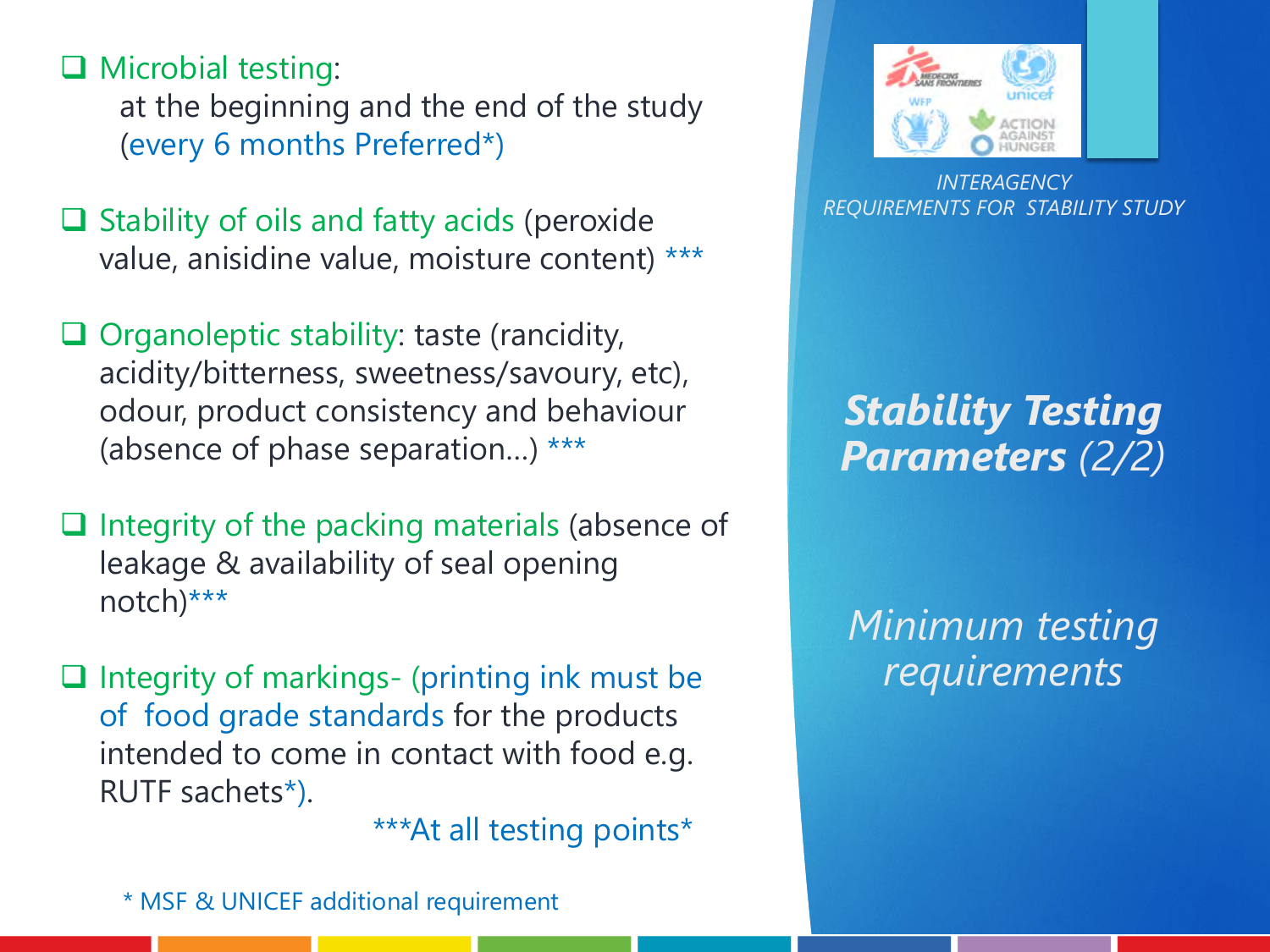INTERAGENCY REQUIREMENTS FOR STABILITY STUDY

# ***Stability Testing Parameters*** *(2/2)*

*Minimum testing requirements*

- Microbial testing:
  at the beginning and the end of the study (every 6 months Preferred*)

- Stability of oils and fatty acids (peroxide value, anisidine value, moisture content) ***

- Organoleptic stability: taste (rancidity, acidity/bitterness, sweetness/savoury, etc), odour, product consistency and behaviour (absence of phase separation…) ***

- Integrity of the packing materials (absence of leakage & availability of seal opening notch)***

- Integrity of markings- (printing ink must be of food grade standards for the products intended to come in contact with food e.g. RUTF sachets*).

***At all testing points*

\* MSF & UNICEF additional requirement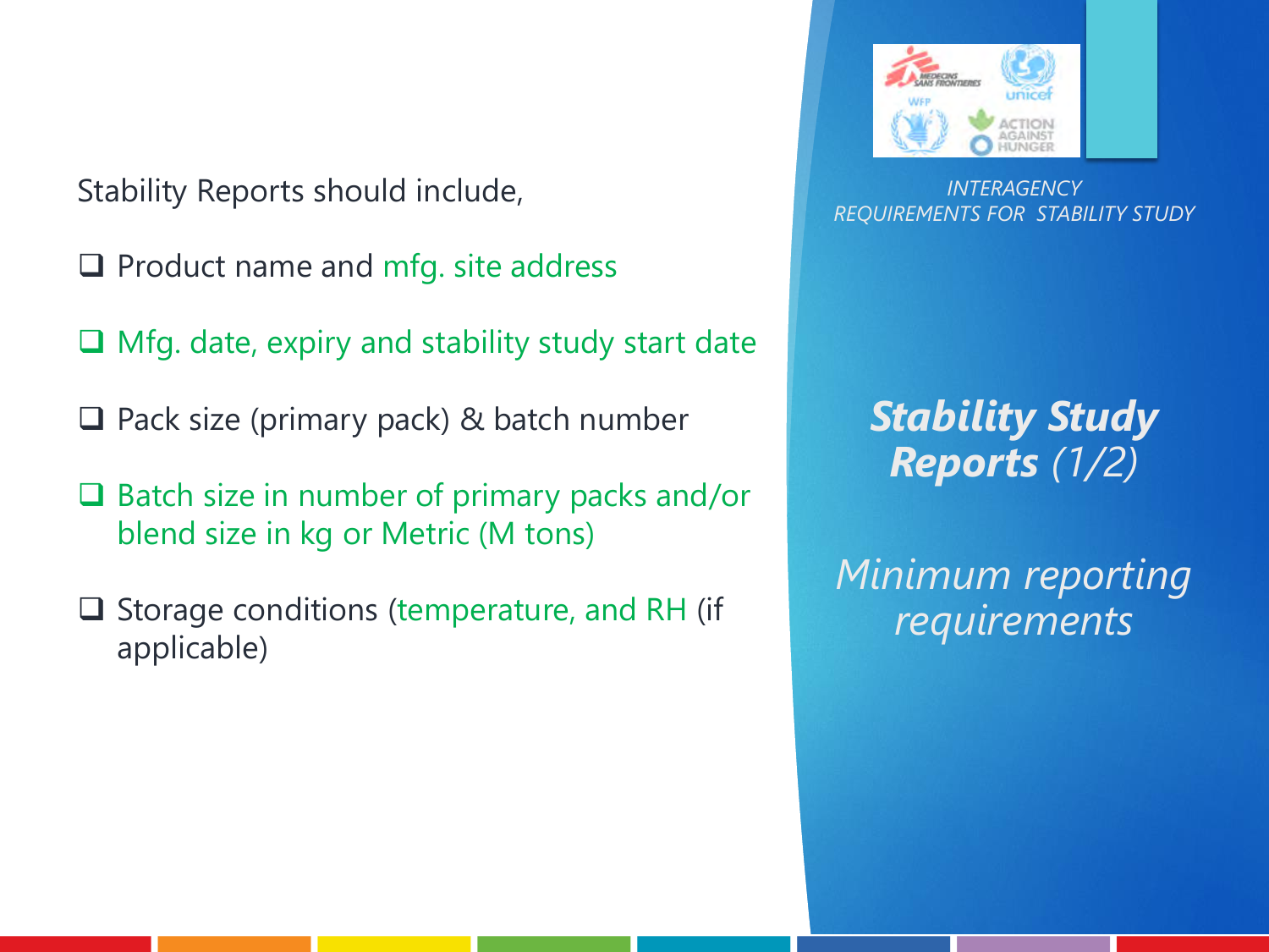INTERAGENCY REQUIREMENTS FOR STABILITY STUDY

# ***Stability Study Reports*** *(1/2)*

*Minimum reporting requirements*

Stability Reports should include,

- Product name and mfg. site address
- Mfg. date, expiry and stability study start date
- Pack size (primary pack) & batch number
- Batch size in number of primary packs and/or blend size in kg or Metric (M tons)
- Storage conditions (temperature, and RH (if applicable)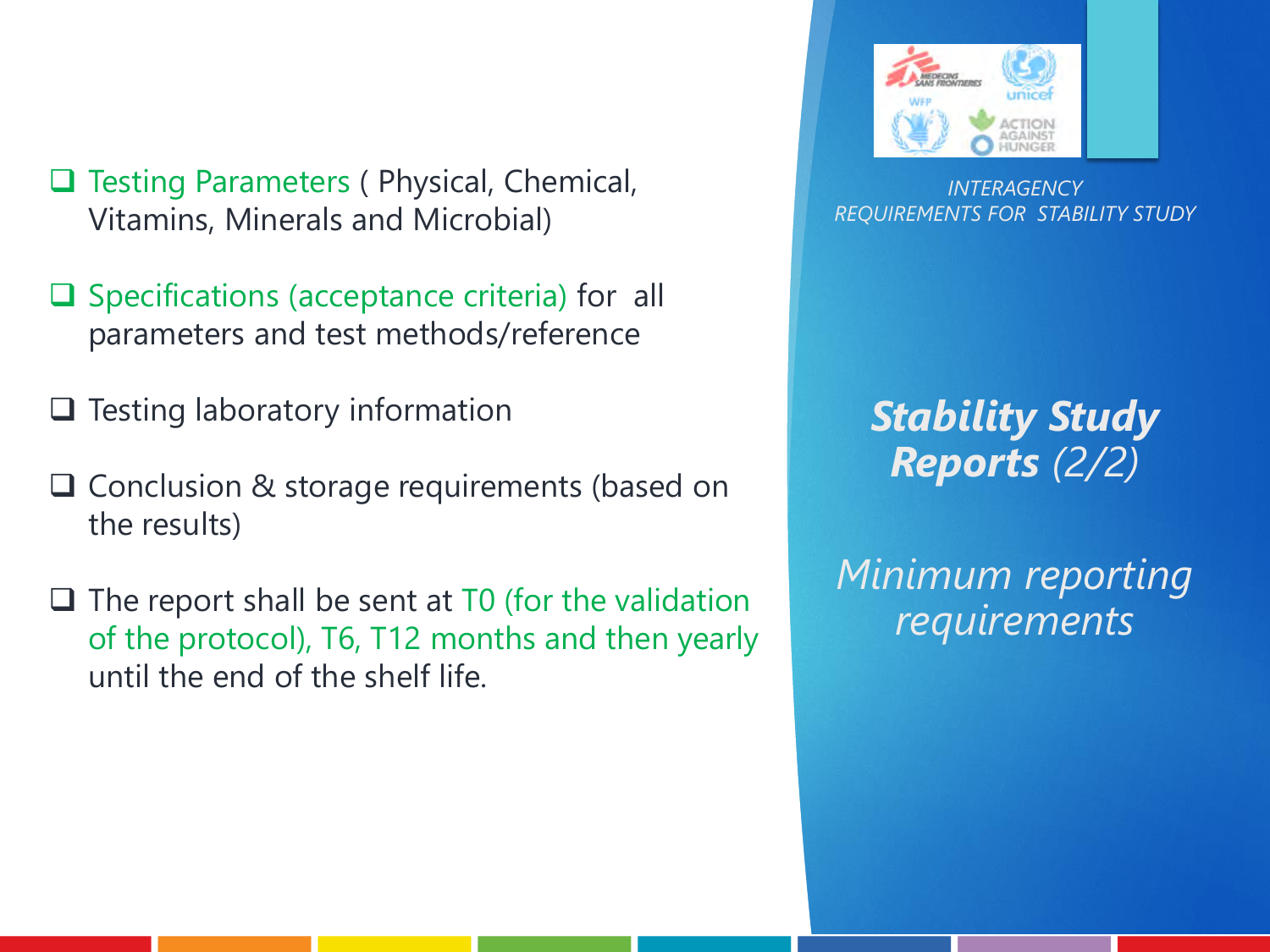INTERAGENCY REQUIREMENTS FOR STABILITY STUDY

# ***Stability Study Reports** (2/2)*

*Minimum reporting requirements*

- Testing Parameters ( Physical, Chemical, Vitamins, Minerals and Microbial)
- Specifications (acceptance criteria) for all parameters and test methods/reference
- Testing laboratory information
- Conclusion & storage requirements (based on the results)
- The report shall be sent at T0 (for the validation of the protocol), T6, T12 months and then yearly until the end of the shelf life.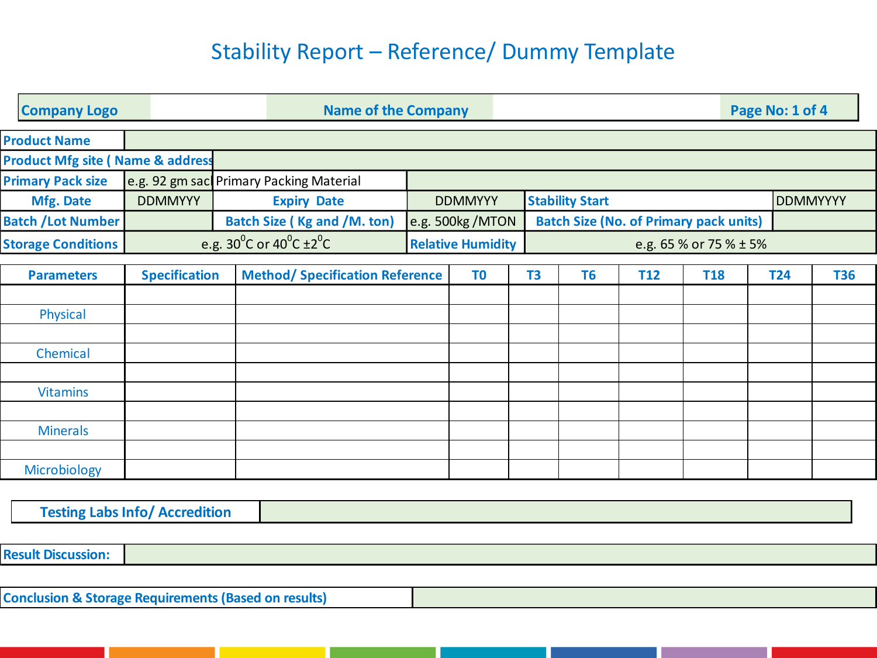# Stability Report – Reference/ Dummy Template

| Company Logo | | Name of the Company | | Page No: 1 of 4 |
|---|---|---|---|---|

| Product Name | | | | | |
|---|---|---|---|---|---|
| Product Mfg site ( Name & address | | | | | |
| Primary Pack size | e.g. 92 gm sac | Primary Packing Material | | | |
| Mfg. Date | DDMMYYY | Expiry Date | DDMMYYY | Stability Start | DDMMYYYY |
| Batch /Lot Number | | Batch Size ( Kg and /M. ton) | e.g. 500kg /MTON | Batch Size (No. of Primary pack units) | |
| Storage Conditions | e.g. $30^0$C or $40^0$C $\pm 2^0$C | | Relative Humidity | e.g. 65 % or 75 % ± 5% | |

| Parameters | Specification | Method/ Specification Reference | T0 | T3 | T6 | T12 | T18 | T24 | T36 |
|---|---|---|---|---|---|---|---|---|---|
| | | | | | | | | | |
| Physical | | | | | | | | | |
| | | | | | | | | | |
| Chemical | | | | | | | | | |
| | | | | | | | | | |
| Vitamins | | | | | | | | | |
| | | | | | | | | | |
| Minerals | | | | | | | | | |
| | | | | | | | | | |
| Microbiology | | | | | | | | | |

| Testing Labs Info/ Accredition | |
|---|---|

| Result Discussion: | |
|---|---|

| Conclusion & Storage Requirements (Based on results) | |
|---|---|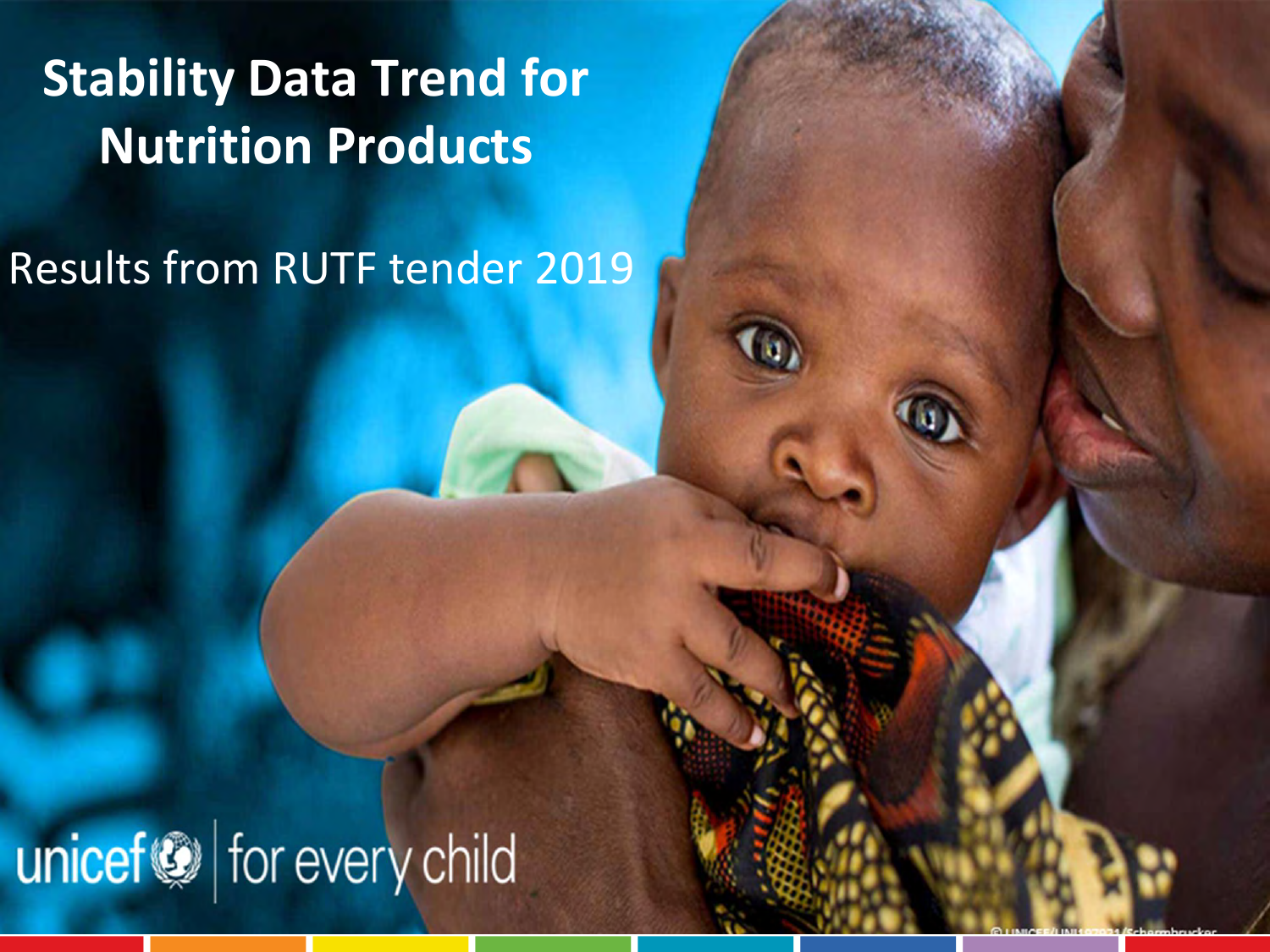# Stability Data Trend for Nutrition Products

Results from RUTF tender 2019

unicef | for every child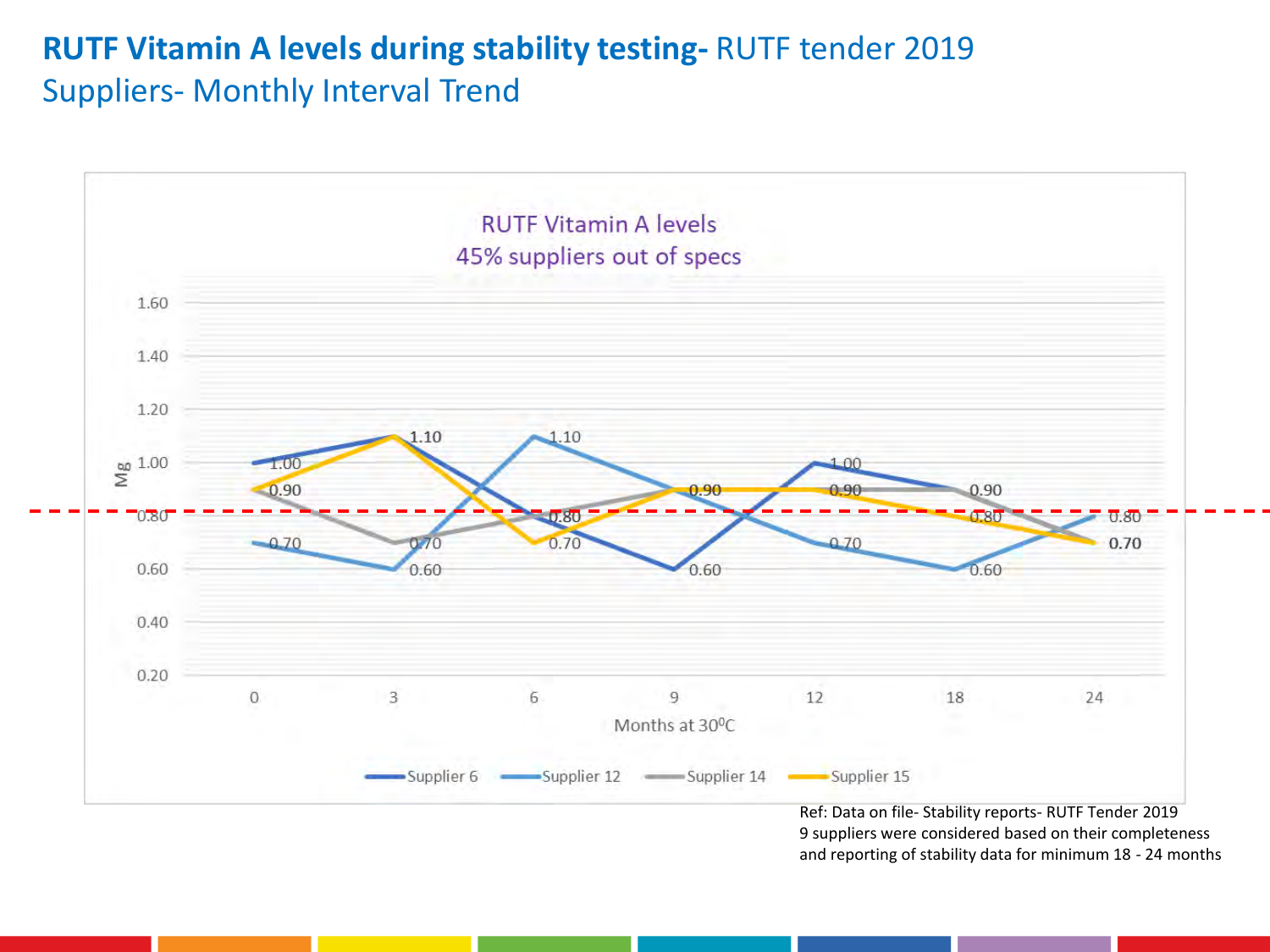# **RUTF Vitamin A levels during stability testing-** RUTF tender 2019

## Suppliers- Monthly Interval Trend

RUTF Vitamin A levels
45% suppliers out of specs

| Months at 30⁰C | 0 | 3 | 6 | 9 | 12 | 18 | 24 |
|---|---|---|---|---|---|---|---|
| Supplier 6 | 1.00 | 1.10 | 0.80 | 0.60 | 1.00 | 0.90 | 0.70 |
| Supplier 12 | 0.70 | 0.60 | 1.10 | 0.90 | 0.70 | 0.60 | 0.80 |
| Supplier 14 | 0.90 | 0.70 | 0.80 | 0.90 | 0.90 | 0.90 | 0.70 |
| Supplier 15 | 0.90 | 1.10 | 0.70 | 0.90 | 0.90 | 0.80 | 0.70 |

Mg

Ref: Data on file- Stability reports- RUTF Tender 2019
9 suppliers were considered based on their completeness and reporting of stability data for minimum 18 - 24 months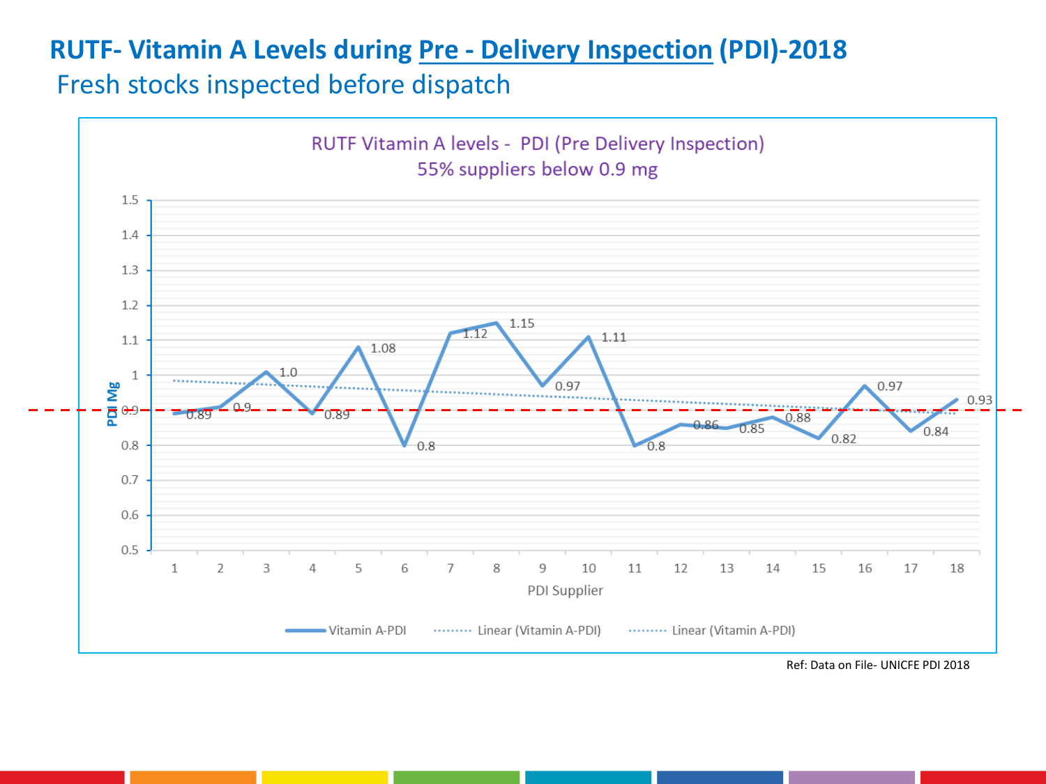# RTUF- Vitamin A Levels during Pre - Delivery Inspection (PDI)-2018

## Fresh stocks inspected before dispatch

RUTF Vitamin A levels - PDI (Pre Delivery Inspection)
55% suppliers below 0.9 mg

| PDI Supplier | Vitamin A-PDI (Mg) |
|---|---|
| 1 | 0.89 |
| 2 | 0.9 |
| 3 | 1.0 |
| 4 | 0.89 |
| 5 | 1.08 |
| 6 | 0.8 |
| 7 | 1.12 |
| 8 | 1.15 |
| 9 | 0.97 |
| 10 | 1.11 |
| 11 | 0.8 |
| 12 | 0.86 |
| 13 | 0.85 |
| 14 | 0.88 |
| 15 | 0.82 |
| 16 | 0.97 |
| 17 | 0.84 |
| 18 | 0.93 |

Vitamin A-PDI · Linear (Vitamin A-PDI) · Linear (Vitamin A-PDI)

Ref: Data on File- UNICFE PDI 2018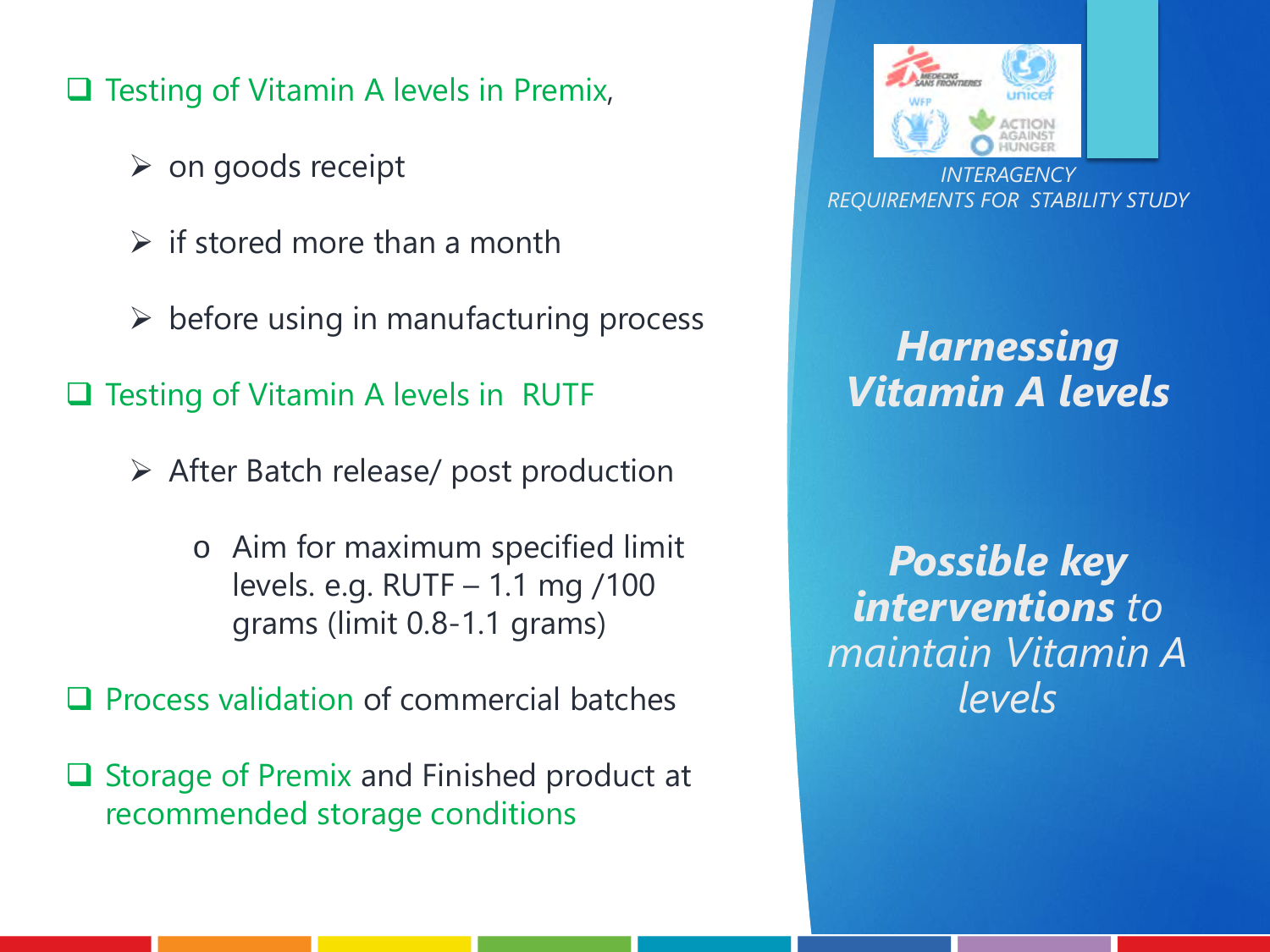INTERAGENCY REQUIREMENTS FOR STABILITY STUDY

## *Harnessing Vitamin A levels*

***Possible key interventions** to maintain Vitamin A levels*

- Testing of Vitamin A levels in Premix,
  - on goods receipt
  - if stored more than a month
  - before using in manufacturing process
- Testing of Vitamin A levels in RUTF
  - After Batch release/ post production
    - Aim for maximum specified limit levels. e.g. RUTF – 1.1 mg /100 grams (limit 0.8-1.1 grams)
- Process validation of commercial batches
- Storage of Premix and Finished product at recommended storage conditions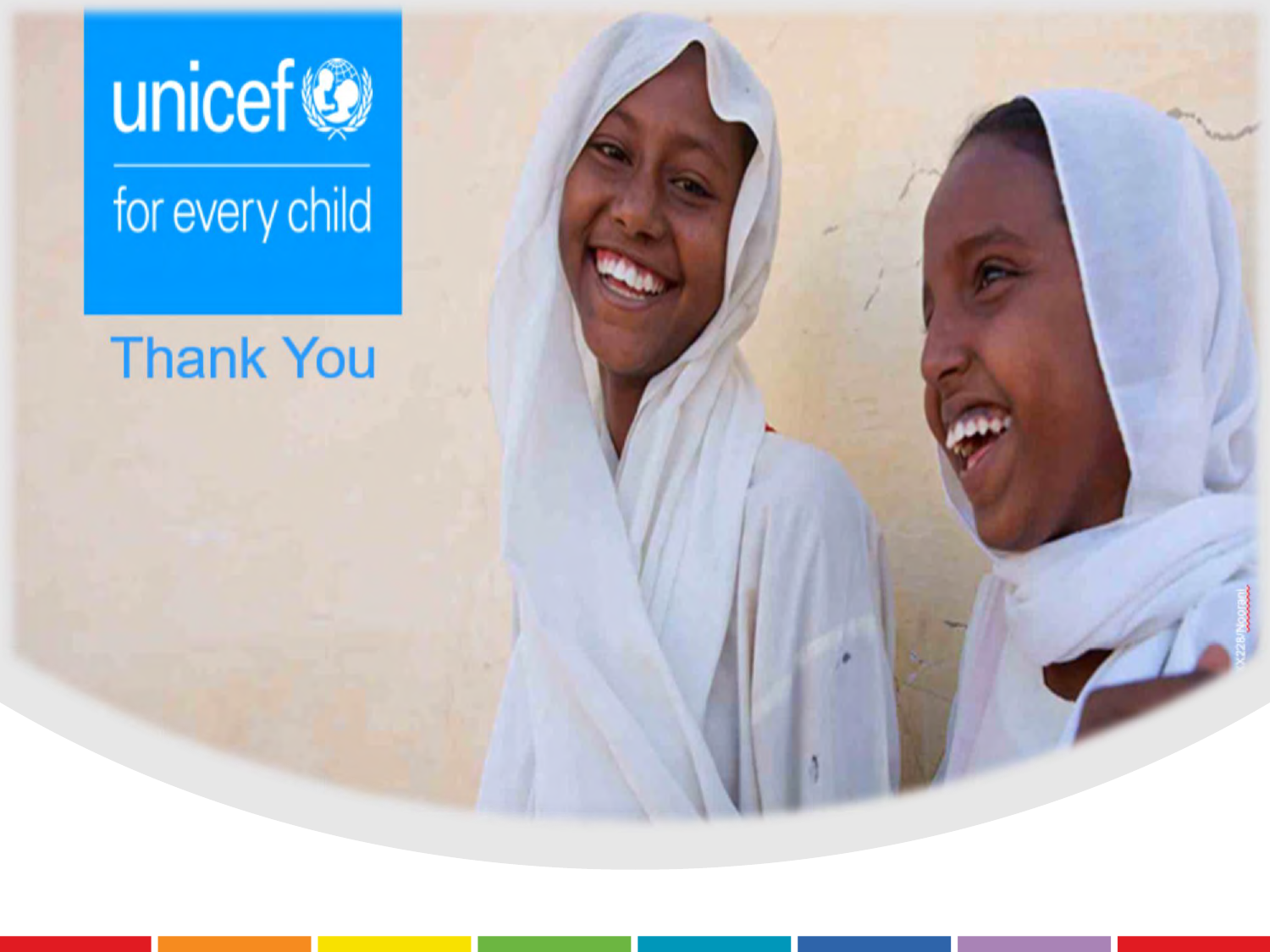unicef

for every child

Thank You